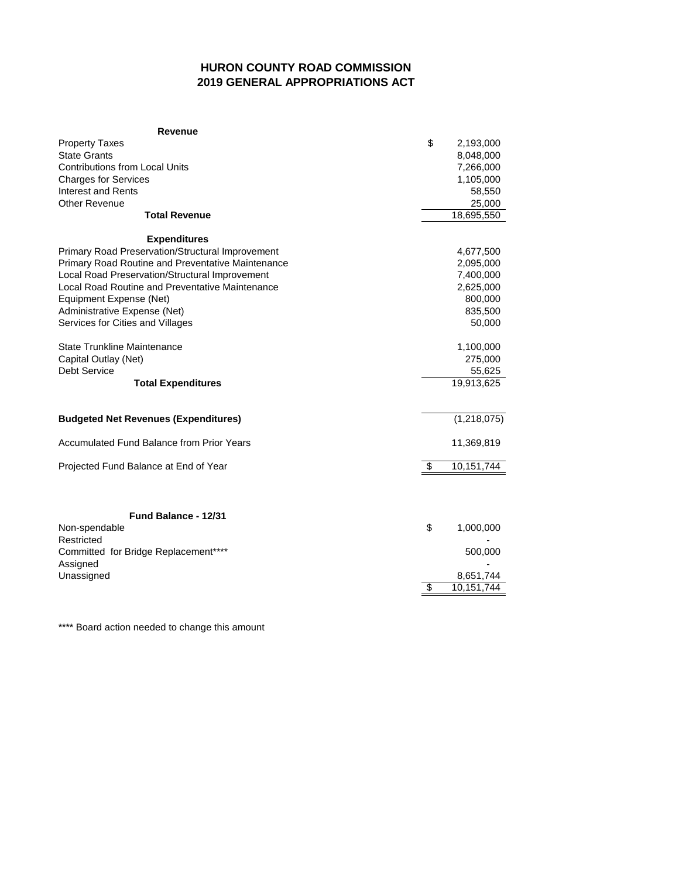# HURON COUNTY ROAD COMMISSION
## 2019 GENERAL APPROPRIATIONS ACT

| **Revenue** | |
|---|---|
| Property Taxes | $ 2,193,000 |
| State Grants | 8,048,000 |
| Contributions from Local Units | 7,266,000 |
| Charges for Services | 1,105,000 |
| Interest and Rents | 58,550 |
| Other Revenue | 25,000 |
| **Total Revenue** | 18,695,550 |
| | |
| **Expenditures** | |
| Primary Road Preservation/Structural Improvement | 4,677,500 |
| Primary Road Routine and Preventative Maintenance | 2,095,000 |
| Local Road Preservation/Structural Improvement | 7,400,000 |
| Local Road Routine and Preventative Maintenance | 2,625,000 |
| Equipment Expense (Net) | 800,000 |
| Administrative Expense (Net) | 835,500 |
| Services for Cities and Villages | 50,000 |
| | |
| State Trunkline Maintenance | 1,100,000 |
| Capital Outlay (Net) | 275,000 |
| Debt Service | 55,625 |
| **Total Expenditures** | 19,913,625 |
| | |
| **Budgeted Net Revenues (Expenditures)** | (1,218,075) |
| | |
| Accumulated Fund Balance from Prior Years | 11,369,819 |
| | |
| Projected Fund Balance at End of Year | $ 10,151,744 |

| **Fund Balance - 12/31** | |
|---|---|
| Non-spendable | $ 1,000,000 |
| Restricted | - |
| Committed for Bridge Replacement**** | 500,000 |
| Assigned | - |
| Unassigned | 8,651,744 |
| | $ 10,151,744 |

**** Board action needed to change this amount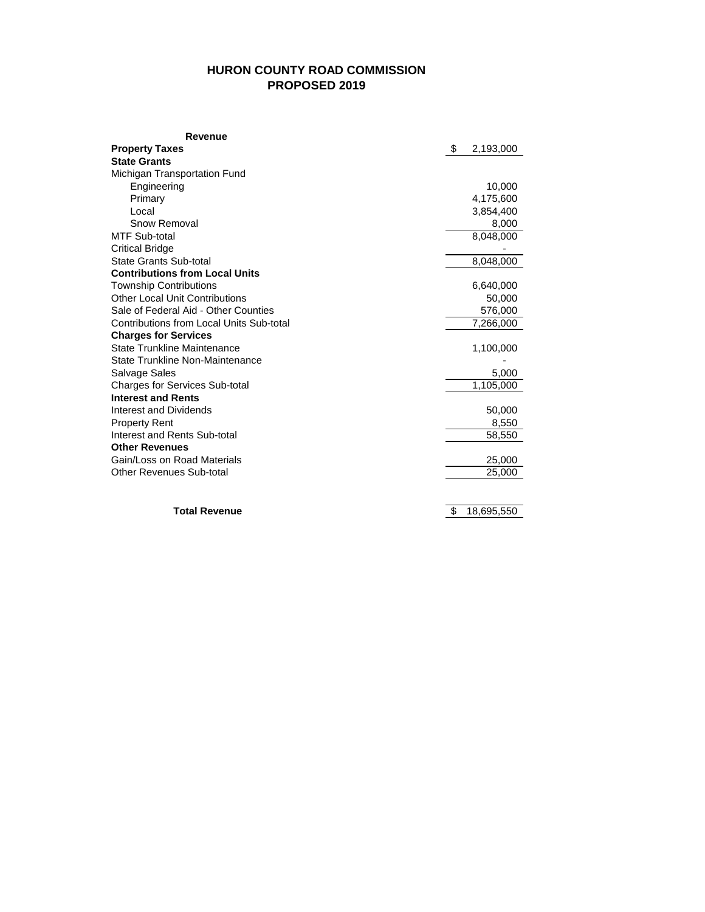# HURON COUNTY ROAD COMMISSION
## PROPOSED 2019

| Revenue | |
|---|---|
| **Property Taxes** | $ 2,193,000 |
| **State Grants** | |
| Michigan Transportation Fund | |
| Engineering | 10,000 |
| Primary | 4,175,600 |
| Local | 3,854,400 |
| Snow Removal | 8,000 |
| MTF Sub-total | 8,048,000 |
| Critical Bridge | - |
| State Grants Sub-total | 8,048,000 |
| **Contributions from Local Units** | |
| Township Contributions | 6,640,000 |
| Other Local Unit Contributions | 50,000 |
| Sale of Federal Aid - Other Counties | 576,000 |
| Contributions from Local Units Sub-total | 7,266,000 |
| **Charges for Services** | |
| State Trunkline Maintenance | 1,100,000 |
| State Trunkline Non-Maintenance | - |
| Salvage Sales | 5,000 |
| Charges for Services Sub-total | 1,105,000 |
| **Interest and Rents** | |
| Interest and Dividends | 50,000 |
| Property Rent | 8,550 |
| Interest and Rents Sub-total | 58,550 |
| **Other Revenues** | |
| Gain/Loss on Road Materials | 25,000 |
| Other Revenues Sub-total | 25,000 |
| | |
| **Total Revenue** | $ 18,695,550 |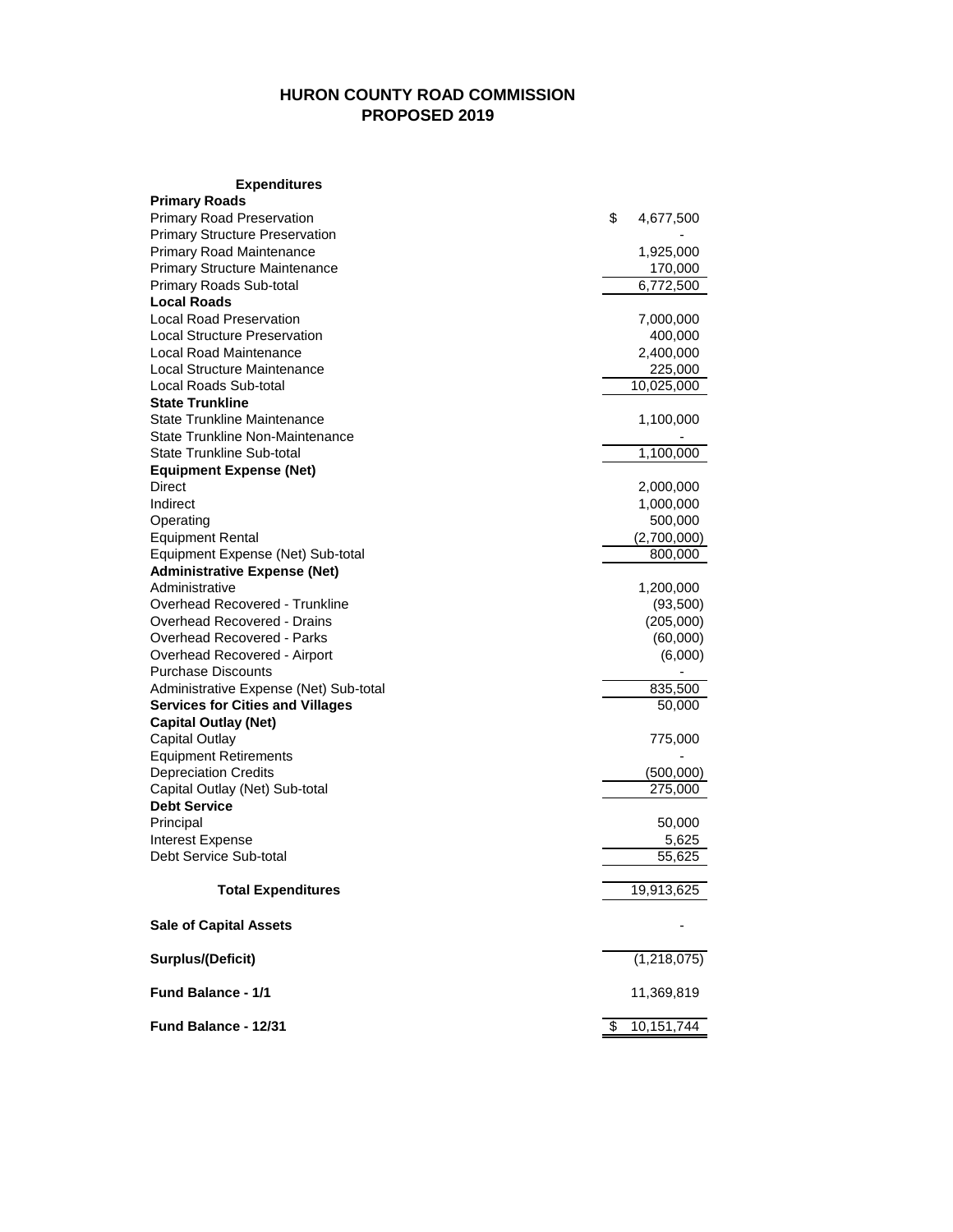# HURON COUNTY ROAD COMMISSION
## PROPOSED 2019

| | |
|---|---|
| **Expenditures** | |
| **Primary Roads** | |
| Primary Road Preservation | $ 4,677,500 |
| Primary Structure Preservation | - |
| Primary Road Maintenance | 1,925,000 |
| Primary Structure Maintenance | 170,000 |
| Primary Roads Sub-total | 6,772,500 |
| **Local Roads** | |
| Local Road Preservation | 7,000,000 |
| Local Structure Preservation | 400,000 |
| Local Road Maintenance | 2,400,000 |
| Local Structure Maintenance | 225,000 |
| Local Roads Sub-total | 10,025,000 |
| **State Trunkline** | |
| State Trunkline Maintenance | 1,100,000 |
| State Trunkline Non-Maintenance | - |
| State Trunkline Sub-total | 1,100,000 |
| **Equipment Expense (Net)** | |
| Direct | 2,000,000 |
| Indirect | 1,000,000 |
| Operating | 500,000 |
| Equipment Rental | (2,700,000) |
| Equipment Expense (Net) Sub-total | 800,000 |
| **Administrative Expense (Net)** | |
| Administrative | 1,200,000 |
| Overhead Recovered - Trunkline | (93,500) |
| Overhead Recovered - Drains | (205,000) |
| Overhead Recovered - Parks | (60,000) |
| Overhead Recovered - Airport | (6,000) |
| Purchase Discounts | - |
| Administrative Expense (Net) Sub-total | 835,500 |
| **Services for Cities and Villages** | 50,000 |
| **Capital Outlay (Net)** | |
| Capital Outlay | 775,000 |
| Equipment Retirements | - |
| Depreciation Credits | (500,000) |
| Capital Outlay (Net) Sub-total | 275,000 |
| **Debt Service** | |
| Principal | 50,000 |
| Interest Expense | 5,625 |
| Debt Service Sub-total | 55,625 |
| **Total Expenditures** | 19,913,625 |
| **Sale of Capital Assets** | - |
| **Surplus/(Deficit)** | (1,218,075) |
| **Fund Balance - 1/1** | 11,369,819 |
| **Fund Balance - 12/31** | $ 10,151,744 |